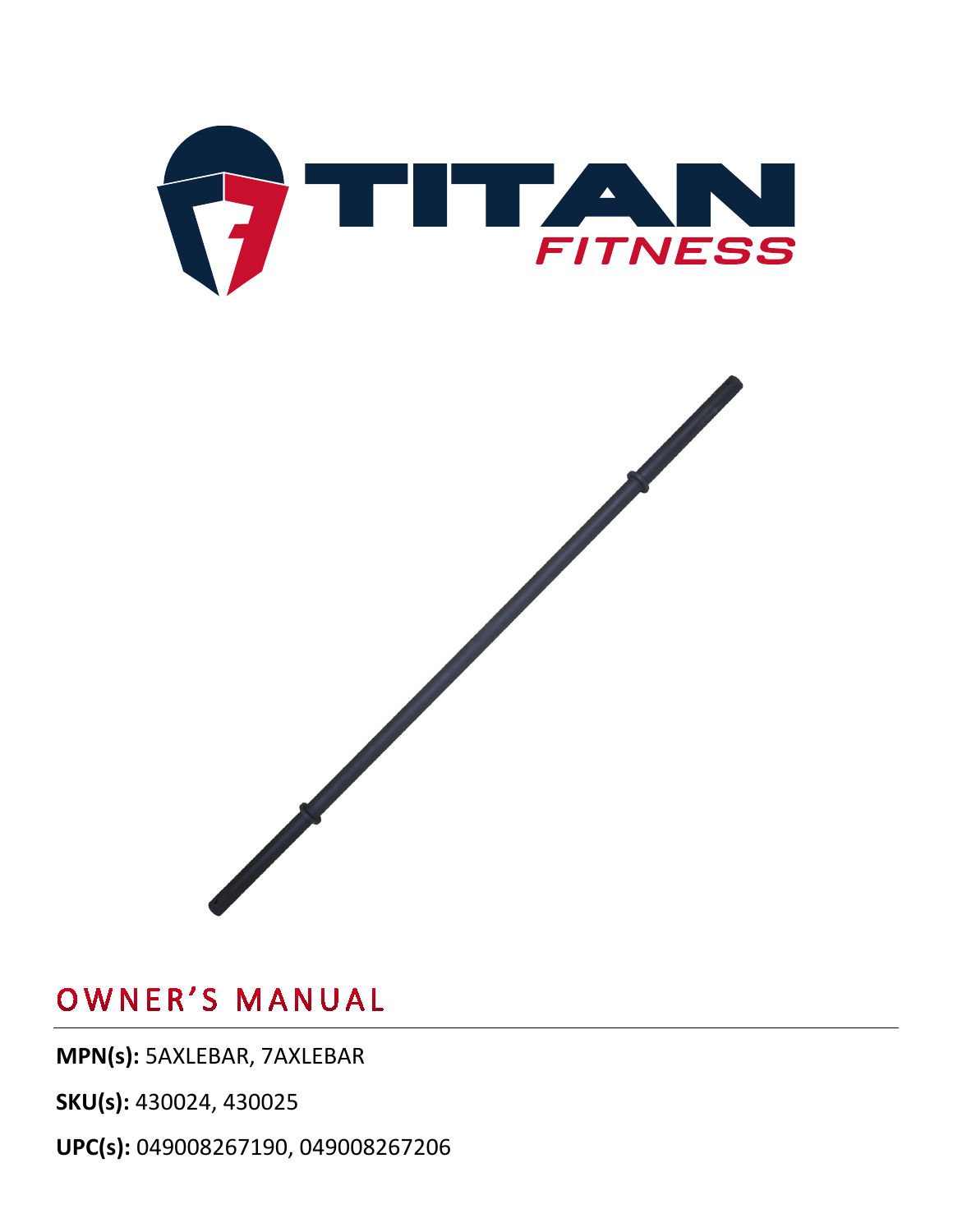# OWNER'S MANUAL

**MPN(s):** 5AXLEBAR, 7AXLEBAR

**SKU(s):** 430024, 430025

**UPC(s):** 049008267190, 049008267206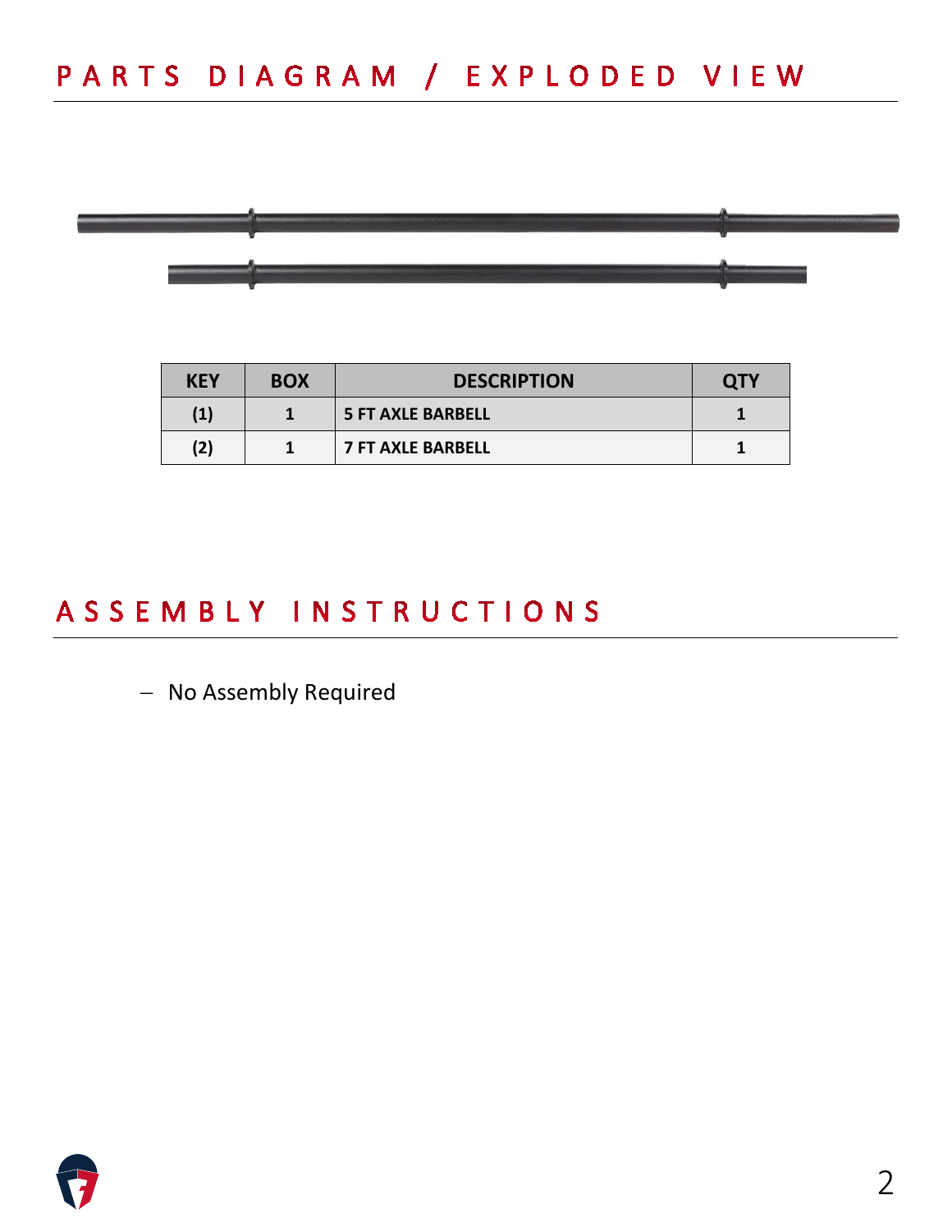# PARTS DIAGRAM / EXPLODED VIEW

| KEY | BOX | DESCRIPTION | QTY |
|---|---|---|---|
| (1) | 1 | 5 FT AXLE BARBELL | 1 |
| (2) | 1 | 7 FT AXLE BARBELL | 1 |

# ASSEMBLY INSTRUCTIONS

- No Assembly Required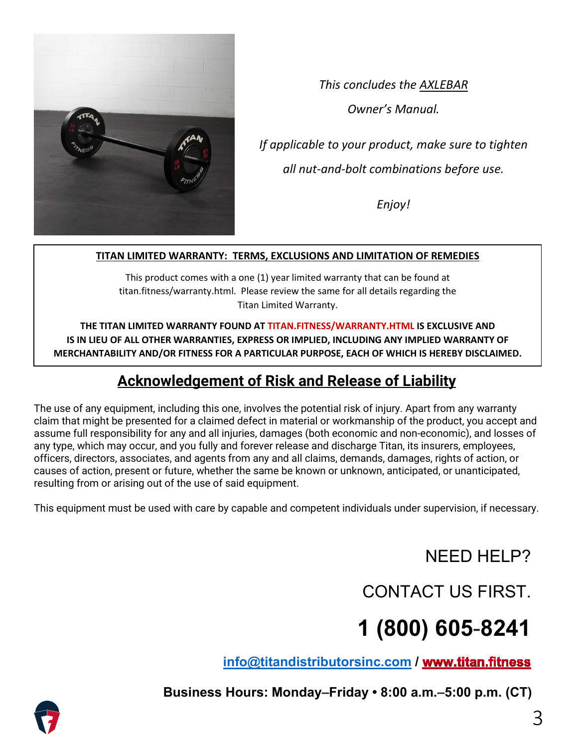*This concludes the AXLEBAR Owner's Manual.*

*If applicable to your product, make sure to tighten all nut-and-bolt combinations before use.*

*Enjoy!*

**TITAN LIMITED WARRANTY: TERMS, EXCLUSIONS AND LIMITATION OF REMEDIES**

This product comes with a one (1) year limited warranty that can be found at titan.fitness/warranty.html. Please review the same for all details regarding the Titan Limited Warranty.

**THE TITAN LIMITED WARRANTY FOUND AT TITAN.FITNESS/WARRANTY.HTML IS EXCLUSIVE AND IS IN LIEU OF ALL OTHER WARRANTIES, EXPRESS OR IMPLIED, INCLUDING ANY IMPLIED WARRANTY OF MERCHANTABILITY AND/OR FITNESS FOR A PARTICULAR PURPOSE, EACH OF WHICH IS HEREBY DISCLAIMED.**

## Acknowledgement of Risk and Release of Liability

The use of any equipment, including this one, involves the potential risk of injury. Apart from any warranty claim that might be presented for a claimed defect in material or workmanship of the product, you accept and assume full responsibility for any and all injuries, damages (both economic and non-economic), and losses of any type, which may occur, and you fully and forever release and discharge Titan, its insurers, employees, officers, directors, associates, and agents from any and all claims, demands, damages, rights of action, or causes of action, present or future, whether the same be known or unknown, anticipated, or unanticipated, resulting from or arising out of the use of said equipment.

This equipment must be used with care by capable and competent individuals under supervision, if necessary.

NEED HELP?

CONTACT US FIRST.

**1 (800) 605-8241**

**info@titandistributorsinc.com / www.titan.fitness**

**Business Hours: Monday–Friday • 8:00 a.m.–5:00 p.m. (CT)**